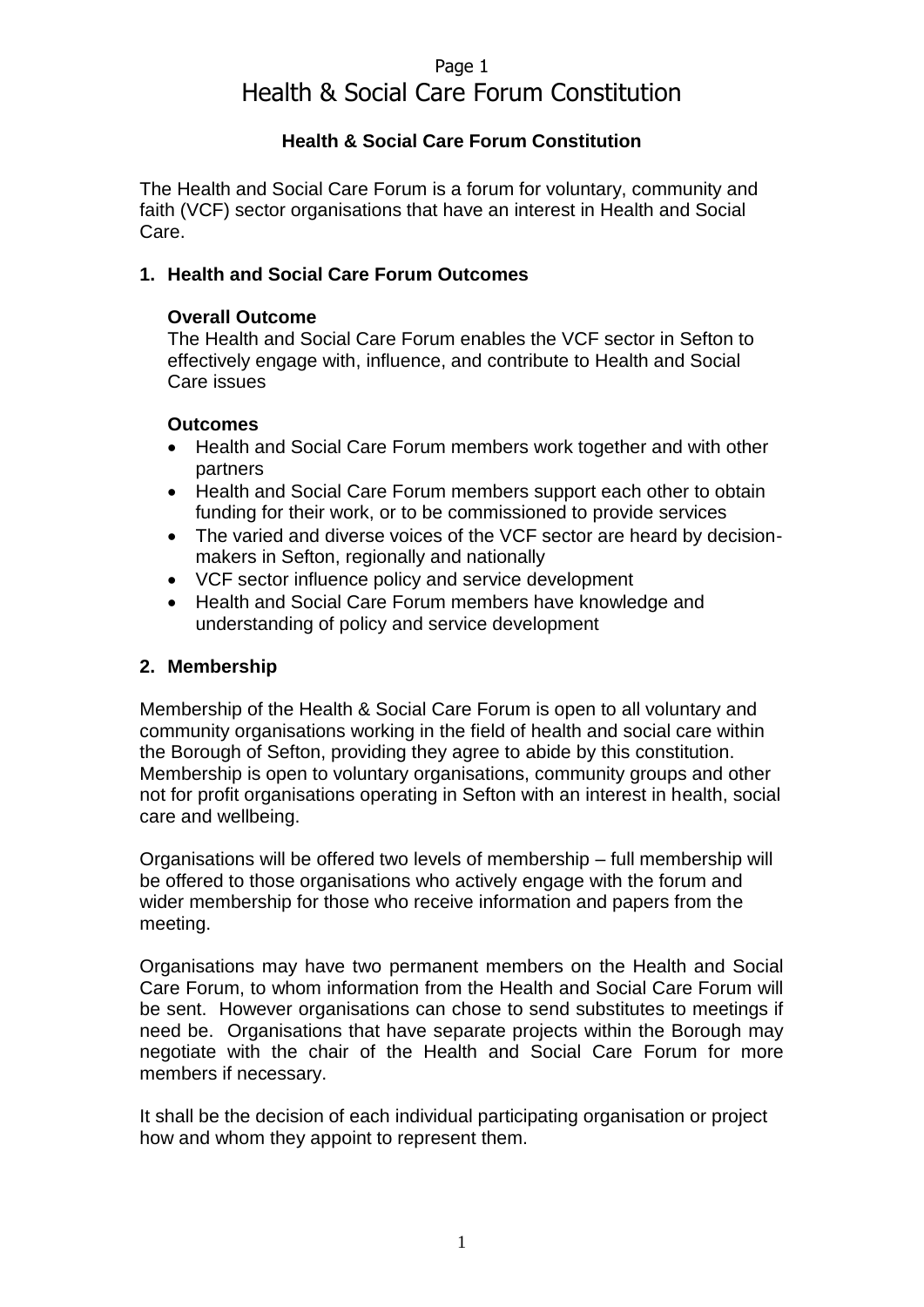# Health & Social Care Forum Constitution

**Health & Social Care Forum Constitution**

The Health and Social Care Forum is a forum for voluntary, community and faith (VCF) sector organisations that have an interest in Health and Social Care.

## 1. Health and Social Care Forum Outcomes

**Overall Outcome**

The Health and Social Care Forum enables the VCF sector in Sefton to effectively engage with, influence, and contribute to Health and Social Care issues

**Outcomes**

- Health and Social Care Forum members work together and with other partners
- Health and Social Care Forum members support each other to obtain funding for their work, or to be commissioned to provide services
- The varied and diverse voices of the VCF sector are heard by decision-makers in Sefton, regionally and nationally
- VCF sector influence policy and service development
- Health and Social Care Forum members have knowledge and understanding of policy and service development

## 2. Membership

Membership of the Health & Social Care Forum is open to all voluntary and community organisations working in the field of health and social care within the Borough of Sefton, providing they agree to abide by this constitution. Membership is open to voluntary organisations, community groups and other not for profit organisations operating in Sefton with an interest in health, social care and wellbeing.

Organisations will be offered two levels of membership – full membership will be offered to those organisations who actively engage with the forum and wider membership for those who receive information and papers from the meeting.

Organisations may have two permanent members on the Health and Social Care Forum, to whom information from the Health and Social Care Forum will be sent. However organisations can chose to send substitutes to meetings if need be. Organisations that have separate projects within the Borough may negotiate with the chair of the Health and Social Care Forum for more members if necessary.

It shall be the decision of each individual participating organisation or project how and whom they appoint to represent them.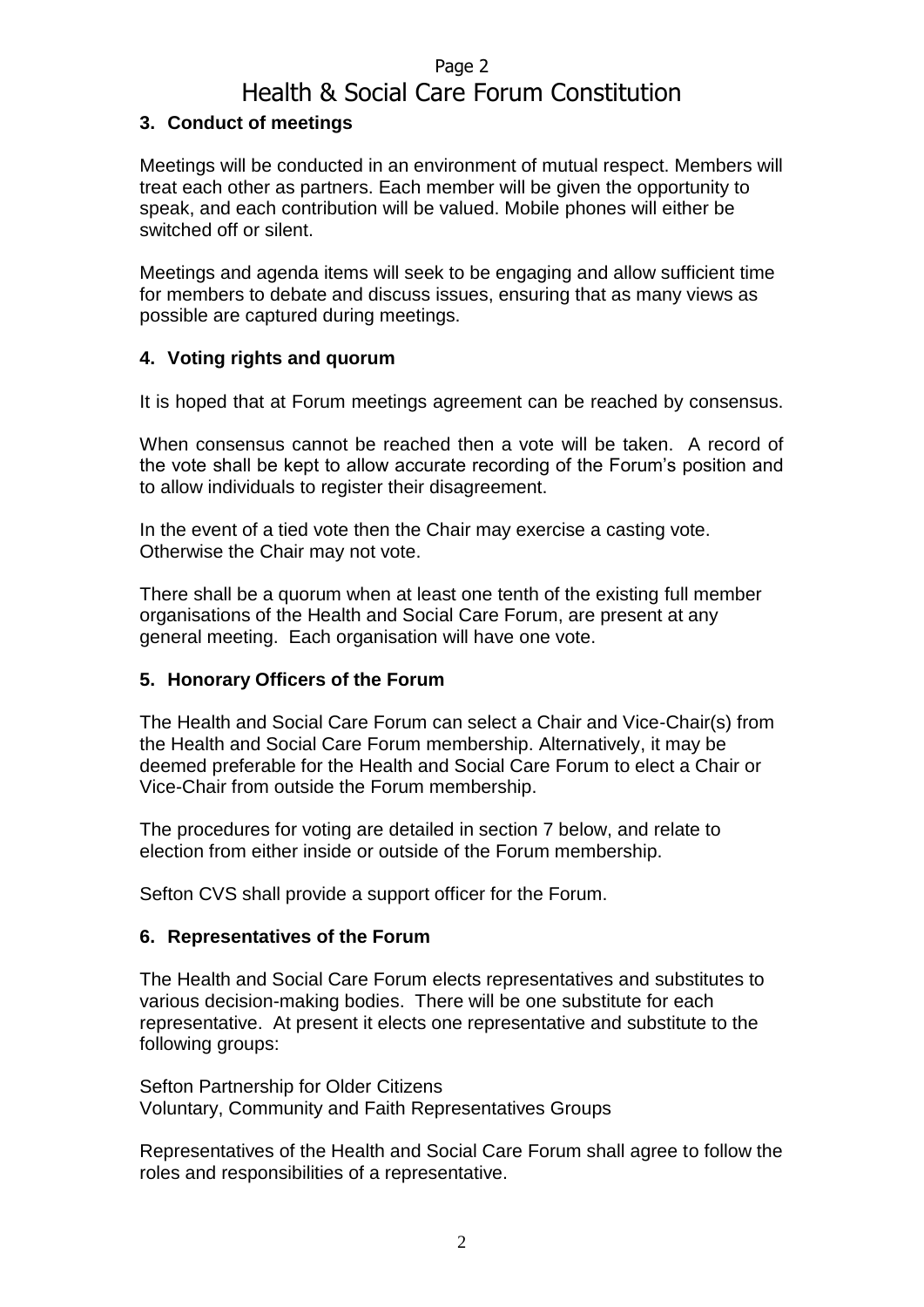### 3. Conduct of meetings

Meetings will be conducted in an environment of mutual respect. Members will treat each other as partners. Each member will be given the opportunity to speak, and each contribution will be valued. Mobile phones will either be switched off or silent.

Meetings and agenda items will seek to be engaging and allow sufficient time for members to debate and discuss issues, ensuring that as many views as possible are captured during meetings.

### 4. Voting rights and quorum

It is hoped that at Forum meetings agreement can be reached by consensus.

When consensus cannot be reached then a vote will be taken. A record of the vote shall be kept to allow accurate recording of the Forum's position and to allow individuals to register their disagreement.

In the event of a tied vote then the Chair may exercise a casting vote. Otherwise the Chair may not vote.

There shall be a quorum when at least one tenth of the existing full member organisations of the Health and Social Care Forum, are present at any general meeting. Each organisation will have one vote.

### 5. Honorary Officers of the Forum

The Health and Social Care Forum can select a Chair and Vice-Chair(s) from the Health and Social Care Forum membership. Alternatively, it may be deemed preferable for the Health and Social Care Forum to elect a Chair or Vice-Chair from outside the Forum membership.

The procedures for voting are detailed in section 7 below, and relate to election from either inside or outside of the Forum membership.

Sefton CVS shall provide a support officer for the Forum.

### 6. Representatives of the Forum

The Health and Social Care Forum elects representatives and substitutes to various decision-making bodies. There will be one substitute for each representative. At present it elects one representative and substitute to the following groups:

Sefton Partnership for Older Citizens
Voluntary, Community and Faith Representatives Groups

Representatives of the Health and Social Care Forum shall agree to follow the roles and responsibilities of a representative.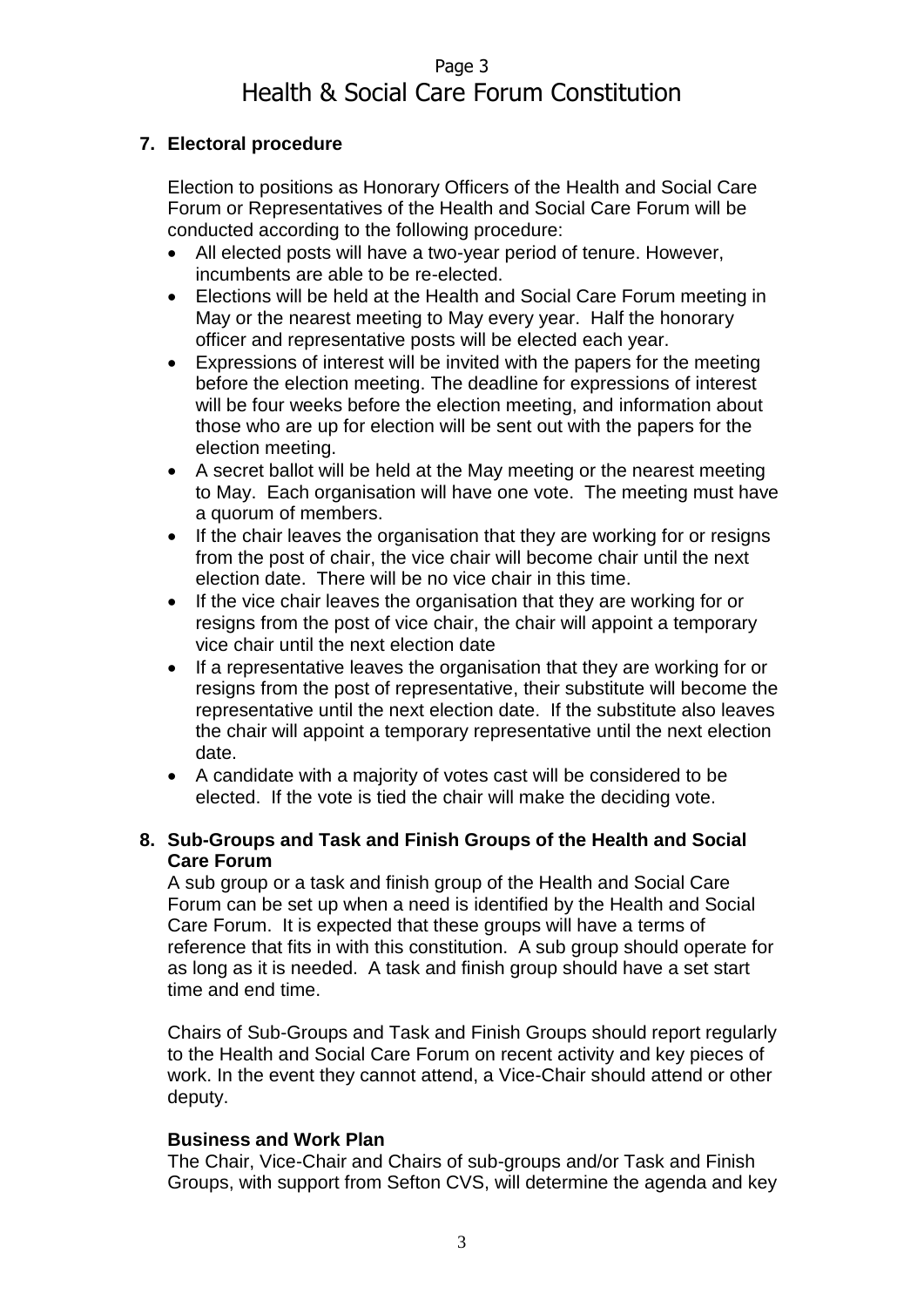## 7. Electoral procedure

Election to positions as Honorary Officers of the Health and Social Care Forum or Representatives of the Health and Social Care Forum will be conducted according to the following procedure:

- All elected posts will have a two-year period of tenure. However, incumbents are able to be re-elected.
- Elections will be held at the Health and Social Care Forum meeting in May or the nearest meeting to May every year. Half the honorary officer and representative posts will be elected each year.
- Expressions of interest will be invited with the papers for the meeting before the election meeting. The deadline for expressions of interest will be four weeks before the election meeting, and information about those who are up for election will be sent out with the papers for the election meeting.
- A secret ballot will be held at the May meeting or the nearest meeting to May. Each organisation will have one vote. The meeting must have a quorum of members.
- If the chair leaves the organisation that they are working for or resigns from the post of chair, the vice chair will become chair until the next election date. There will be no vice chair in this time.
- If the vice chair leaves the organisation that they are working for or resigns from the post of vice chair, the chair will appoint a temporary vice chair until the next election date
- If a representative leaves the organisation that they are working for or resigns from the post of representative, their substitute will become the representative until the next election date. If the substitute also leaves the chair will appoint a temporary representative until the next election date.
- A candidate with a majority of votes cast will be considered to be elected. If the vote is tied the chair will make the deciding vote.

## 8. Sub-Groups and Task and Finish Groups of the Health and Social Care Forum

A sub group or a task and finish group of the Health and Social Care Forum can be set up when a need is identified by the Health and Social Care Forum. It is expected that these groups will have a terms of reference that fits in with this constitution. A sub group should operate for as long as it is needed. A task and finish group should have a set start time and end time.

Chairs of Sub-Groups and Task and Finish Groups should report regularly to the Health and Social Care Forum on recent activity and key pieces of work. In the event they cannot attend, a Vice-Chair should attend or other deputy.

### Business and Work Plan

The Chair, Vice-Chair and Chairs of sub-groups and/or Task and Finish Groups, with support from Sefton CVS, will determine the agenda and key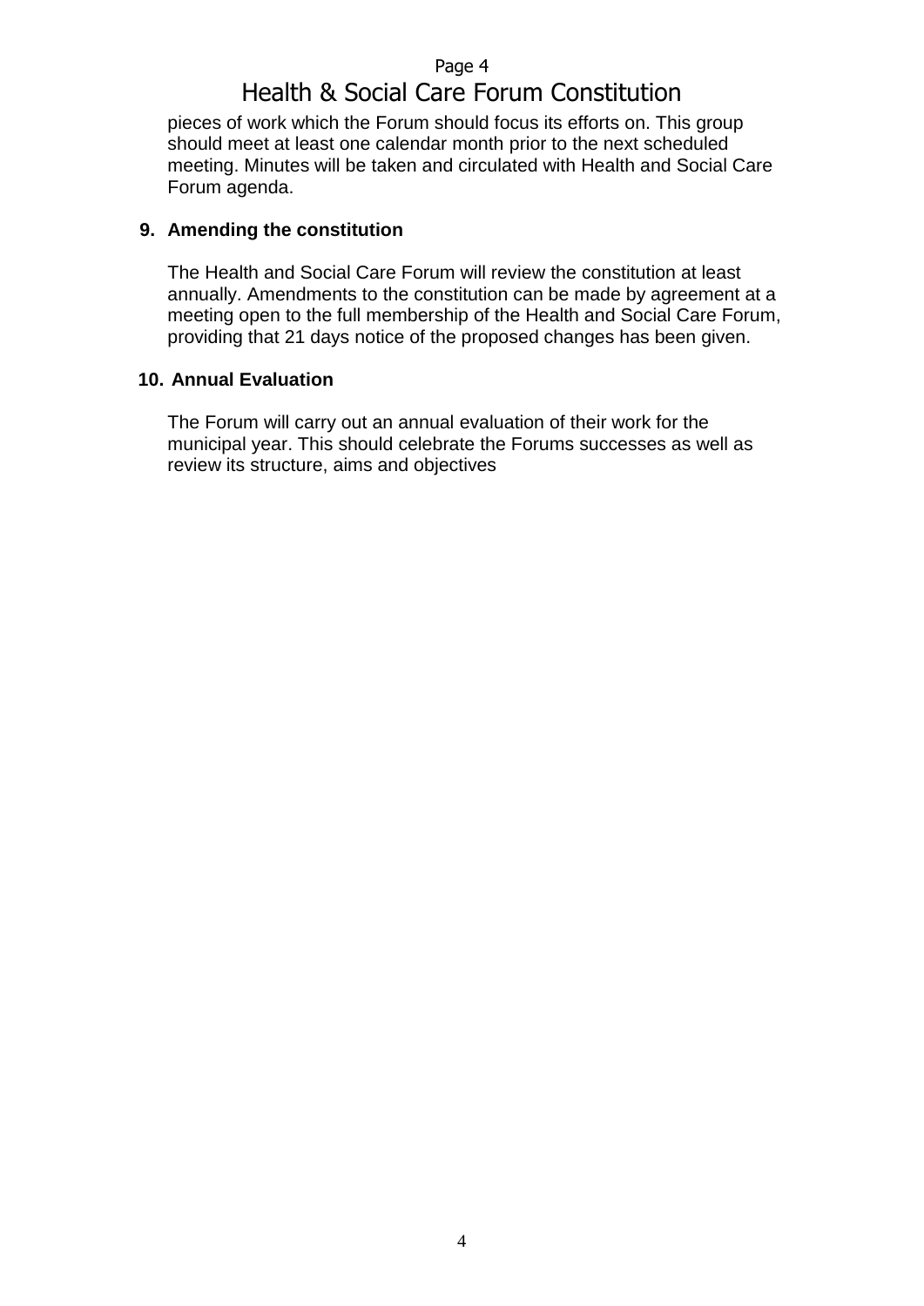pieces of work which the Forum should focus its efforts on. This group should meet at least one calendar month prior to the next scheduled meeting. Minutes will be taken and circulated with Health and Social Care Forum agenda.

## 9. Amending the constitution

The Health and Social Care Forum will review the constitution at least annually. Amendments to the constitution can be made by agreement at a meeting open to the full membership of the Health and Social Care Forum, providing that 21 days notice of the proposed changes has been given.

## 10. Annual Evaluation

The Forum will carry out an annual evaluation of their work for the municipal year. This should celebrate the Forums successes as well as review its structure, aims and objectives